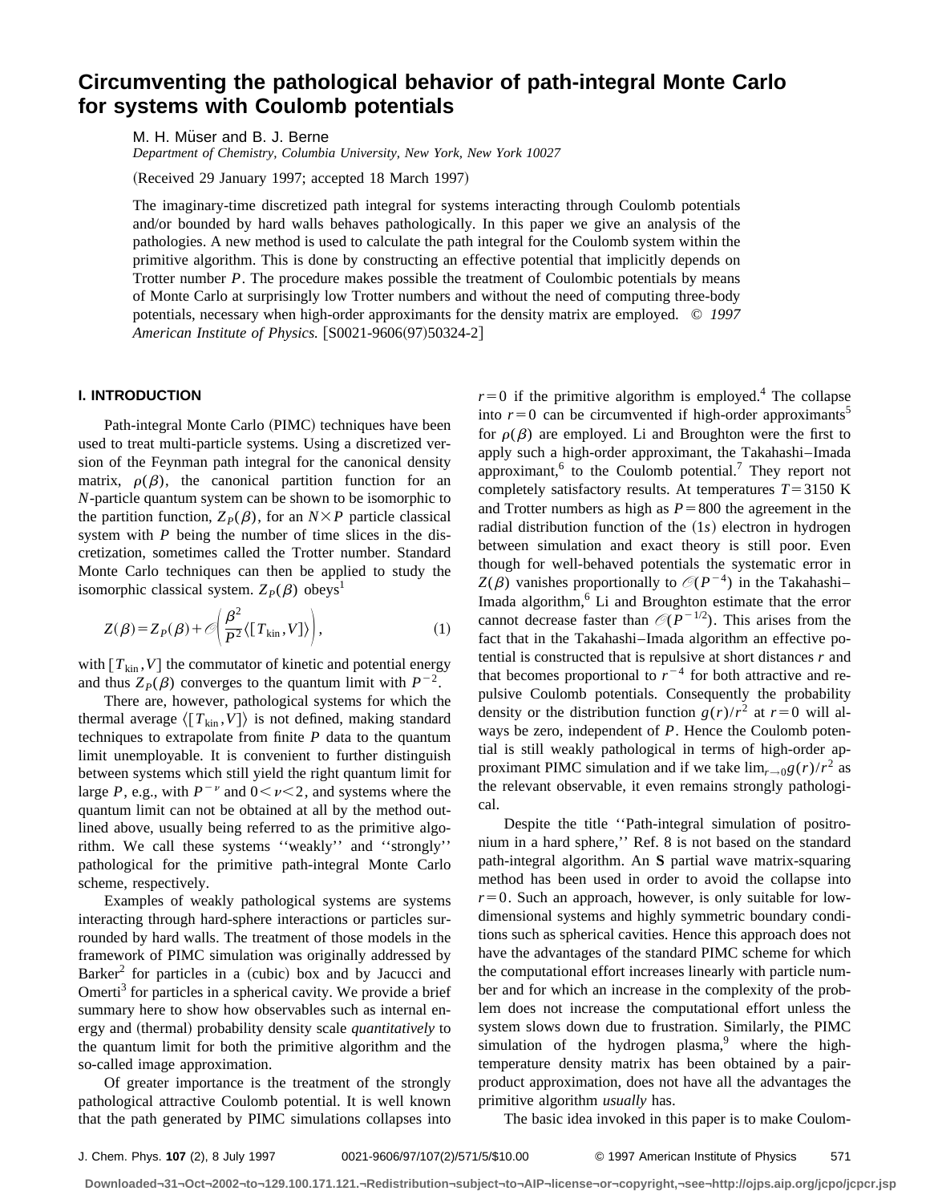# Circumventing the pathological behavior of path-integral Monte Carlo for systems with Coulomb potentials

M. H. Müser and B. J. Berne

*Department of Chemistry, Columbia University, New York, New York 10027*

(Received 29 January 1997; accepted 18 March 1997)

The imaginary-time discretized path integral for systems interacting through Coulomb potentials and/or bounded by hard walls behaves pathologically. In this paper we give an analysis of the pathologies. A new method is used to calculate the path integral for the Coulomb system within the primitive algorithm. This is done by constructing an effective potential that implicitly depends on Trotter number $P$. The procedure makes possible the treatment of Coulombic potentials by means of Monte Carlo at surprisingly low Trotter numbers and without the need of computing three-body potentials, necessary when high-order approximants for the density matrix are employed. © *1997 American Institute of Physics.* [S0021-9606(97)50324-2]

## I. INTRODUCTION

Path-integral Monte Carlo (PIMC) techniques have been used to treat multi-particle systems. Using a discretized version of the Feynman path integral for the canonical density matrix, $\rho(\beta)$, the canonical partition function for an $N$-particle quantum system can be shown to be isomorphic to the partition function, $Z_P(\beta)$, for an $N\times P$ particle classical system with $P$ being the number of time slices in the discretization, sometimes called the Trotter number. Standard Monte Carlo techniques can then be applied to study the isomorphic classical system. $Z_P(\beta)$ obeys[1]

$$Z(\beta)=Z_P(\beta)+\mathcal{O}\left(\frac{\beta^2}{P^2}\langle[T_{\text{kin}},V]\rangle\right), \tag{1}$$

with $[T_{\text{kin}},V]$ the commutator of kinetic and potential energy and thus $Z_P(\beta)$ converges to the quantum limit with $P^{-2}$.

There are, however, pathological systems for which the thermal average $\langle[T_{\text{kin}},V]\rangle$ is not defined, making standard techniques to extrapolate from finite $P$ data to the quantum limit unemployable. It is convenient to further distinguish between systems which still yield the right quantum limit for large $P$, e.g., with $P^{-\nu}$ and $0<\nu<2$, and systems where the quantum limit can not be obtained at all by the method outlined above, usually being referred to as the primitive algorithm. We call these systems ''weakly'' and ''strongly'' pathological for the primitive path-integral Monte Carlo scheme, respectively.

Examples of weakly pathological systems are systems interacting through hard-sphere interactions or particles surrounded by hard walls. The treatment of those models in the framework of PIMC simulation was originally addressed by Barker[2] for particles in a (cubic) box and by Jacucci and Omerti[3] for particles in a spherical cavity. We provide a brief summary here to show how observables such as internal energy and (thermal) probability density scale *quantitatively* to the quantum limit for both the primitive algorithm and the so-called image approximation.

Of greater importance is the treatment of the strongly pathological attractive Coulomb potential. It is well known that the path generated by PIMC simulations collapses into $r=0$ if the primitive algorithm is employed.[4] The collapse into $r=0$ can be circumvented if high-order approximants[5] for $\rho(\beta)$ are employed. Li and Broughton were the first to apply such a high-order approximant, the Takahashi–Imada approximant,[6] to the Coulomb potential.[7] They report not completely satisfactory results. At temperatures $T=3150$ K and Trotter numbers as high as $P=800$ the agreement in the radial distribution function of the $(1s)$ electron in hydrogen between simulation and exact theory is still poor. Even though for well-behaved potentials the systematic error in $Z(\beta)$ vanishes proportionally to $\mathcal{O}(P^{-4})$ in the Takahashi–Imada algorithm,[6] Li and Broughton estimate that the error cannot decrease faster than $\mathcal{O}(P^{-1/2})$. This arises from the fact that in the Takahashi–Imada algorithm an effective potential is constructed that is repulsive at short distances $r$ and that becomes proportional to $r^{-4}$ for both attractive and repulsive Coulomb potentials. Consequently the probability density or the distribution function $g(r)/r^2$ at $r=0$ will always be zero, independent of $P$. Hence the Coulomb potential is still weakly pathological in terms of high-order approximant PIMC simulation and if we take $\lim_{r\to 0}g(r)/r^2$ as the relevant observable, it even remains strongly pathological.

Despite the title ''Path-integral simulation of positronium in a hard sphere,'' Ref. 8 is not based on the standard path-integral algorithm. An **S** partial wave matrix-squaring method has been used in order to avoid the collapse into $r=0$. Such an approach, however, is only suitable for low-dimensional systems and highly symmetric boundary conditions such as spherical cavities. Hence this approach does not have the advantages of the standard PIMC scheme for which the computational effort increases linearly with particle number and for which an increase in the complexity of the problem does not increase the computational effort unless the system slows down due to frustration. Similarly, the PIMC simulation of the hydrogen plasma,[9] where the high-temperature density matrix has been obtained by a pair-product approximation, does not have all the advantages the primitive algorithm *usually* has.

The basic idea invoked in this paper is to make Coulom-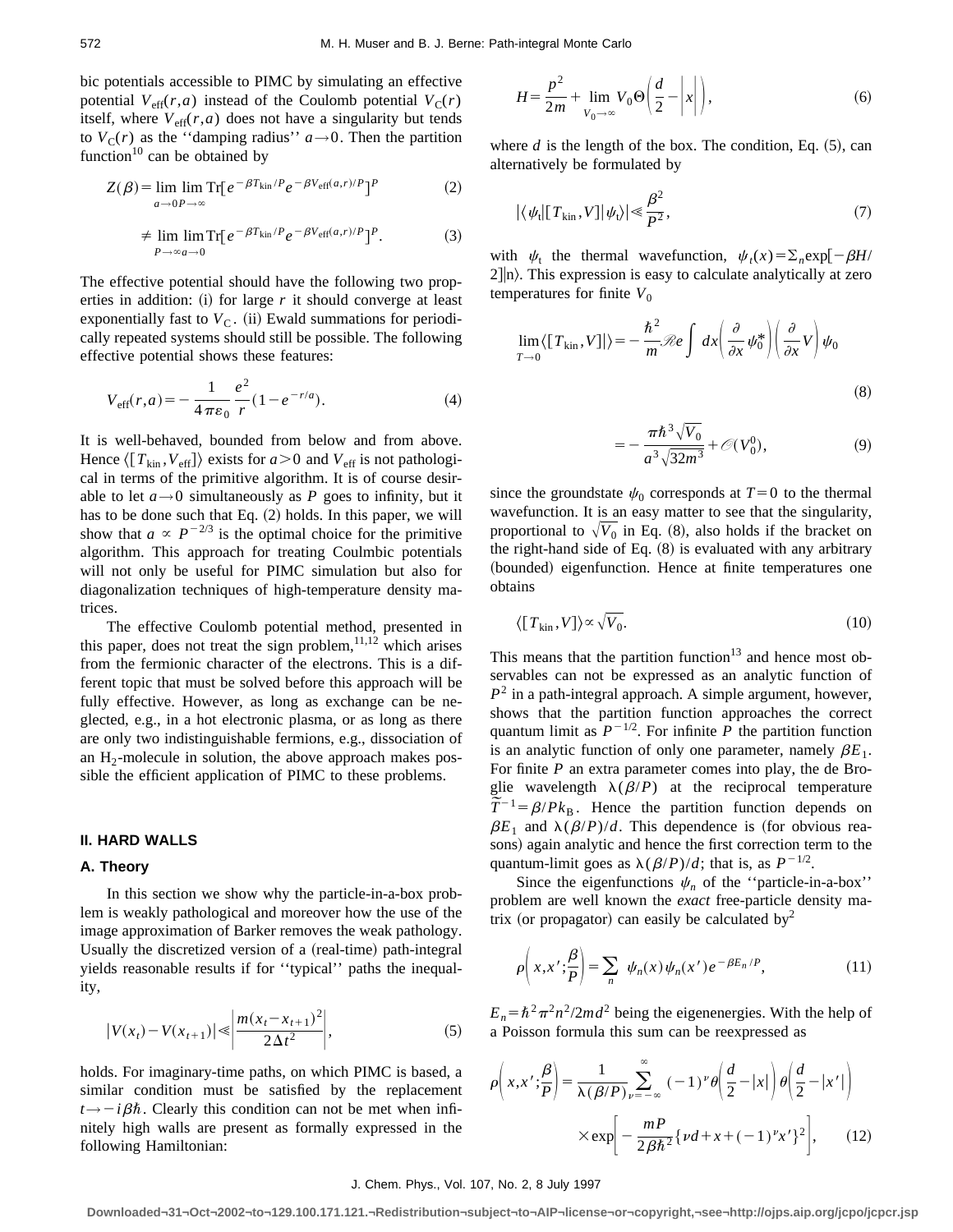bic potentials accessible to PIMC by simulating an effective potential $V_{\rm eff}(r,a)$ instead of the Coulomb potential $V_{\rm C}(r)$ itself, where $V_{\rm eff}(r,a)$ does not have a singularity but tends to $V_{\rm C}(r)$ as the ''damping radius'' $a\to 0$. Then the partition function[10] can be obtained by

$$Z(\beta)=\lim_{a\to 0}\lim_{P\to\infty}\mathrm{Tr}[e^{-\beta T_{\rm kin}/P}e^{-\beta V_{\rm eff}(a,r)/P}]^{P} \tag{2}$$

$$\neq \lim_{P\to\infty}\lim_{a\to 0}\mathrm{Tr}[e^{-\beta T_{\rm kin}/P}e^{-\beta V_{\rm eff}(a,r)/P}]^{P}. \tag{3}$$

The effective potential should have the following two properties in addition: (i) for large $r$ it should converge at least exponentially fast to $V_{\rm C}$. (ii) Ewald summations for periodically repeated systems should still be possible. The following effective potential shows these features:

$$V_{\rm eff}(r,a)=-\frac{1}{4\pi\varepsilon_0}\frac{e^2}{r}(1-e^{-r/a}). \tag{4}$$

It is well-behaved, bounded from below and from above. Hence $\langle[T_{\rm kin},V_{\rm eff}]\rangle$ exists for $a>0$ and $V_{\rm eff}$ is not pathological in terms of the primitive algorithm. It is of course desirable to let $a\to 0$ simultaneously as $P$ goes to infinity, but it has to be done such that Eq. (2) holds. In this paper, we will show that $a\propto P^{-2/3}$ is the optimal choice for the primitive algorithm. This approach for treating Coulmbic potentials will not only be useful for PIMC simulation but also for diagonalization techniques of high-temperature density matrices.

The effective Coulomb potential method, presented in this paper, does not treat the sign problem,[11,12] which arises from the fermionic character of the electrons. This is a different topic that must be solved before this approach will be fully effective. However, as long as exchange can be neglected, e.g., in a hot electronic plasma, or as long as there are only two indistinguishable fermions, e.g., dissociation of an $H_2$-molecule in solution, the above approach makes possible the efficient application of PIMC to these problems.

## II. HARD WALLS

### A. Theory

In this section we show why the particle-in-a-box problem is weakly pathological and moreover how the use of the image approximation of Barker removes the weak pathology. Usually the discretized version of a (real-time) path-integral yields reasonable results if for ''typical'' paths the inequality,

$$|V(x_t)-V(x_{t+1})|\ll\left|\frac{m(x_t-x_{t+1})^2}{2\Delta t^2}\right|, \tag{5}$$

holds. For imaginary-time paths, on which PIMC is based, a similar condition must be satisfied by the replacement $t\to -i\beta\hbar$. Clearly this condition can not be met when infinitely high walls are present as formally expressed in the following Hamiltonian:

$$H=\frac{p^2}{2m}+\lim_{V_0\to\infty}V_0\Theta\left(\frac{d}{2}-\left|x\right|\right), \tag{6}$$

where $d$ is the length of the box. The condition, Eq. (5), can alternatively be formulated by

$$|\langle\psi_{\rm t}|[T_{\rm kin},V]|\psi_{\rm t}\rangle|\ll\frac{\beta^2}{P^2}, \tag{7}$$

with $\psi_{\rm t}$ the thermal wavefunction, $\psi_t(x)=\Sigma_n\exp[-\beta H/2]|n\rangle$. This expression is easy to calculate analytically at zero temperatures for finite $V_0$

$$\lim_{T\to 0}\langle[T_{\rm kin},V]|\rangle=-\frac{\hbar^2}{m}\mathscr{R}e\int dx\left(\frac{\partial}{\partial x}\psi_0^*\right)\left(\frac{\partial}{\partial x}V\right)\psi_0 \tag{8}$$

$$=-\frac{\pi\hbar^3\sqrt{V_0}}{a^3\sqrt{32m^3}}+\mathscr{O}(V_0^0), \tag{9}$$

since the groundstate $\psi_0$ corresponds at $T=0$ to the thermal wavefunction. It is an easy matter to see that the singularity, proportional to $\sqrt{V_0}$ in Eq. (8), also holds if the bracket on the right-hand side of Eq. (8) is evaluated with any arbitrary (bounded) eigenfunction. Hence at finite temperatures one obtains

$$\langle[T_{\rm kin},V]\rangle\propto\sqrt{V_0}. \tag{10}$$

This means that the partition function[13] and hence most observables can not be expressed as an analytic function of $P^2$ in a path-integral approach. A simple argument, however, shows that the partition function approaches the correct quantum limit as $P^{-1/2}$. For infinite $P$ the partition function is an analytic function of only one parameter, namely $\beta E_1$. For finite $P$ an extra parameter comes into play, the de Broglie wavelength $\lambda(\beta/P)$ at the reciprocal temperature $\tilde{T}^{-1}=\beta/Pk_{\rm B}$. Hence the partition function depends on $\beta E_1$ and $\lambda(\beta/P)/d$. This dependence is (for obvious reasons) again analytic and hence the first correction term to the quantum-limit goes as $\lambda(\beta/P)/d$; that is, as $P^{-1/2}$.

Since the eigenfunctions $\psi_n$ of the ''particle-in-a-box'' problem are well known the *exact* free-particle density matrix (or propagator) can easily be calculated by[2]

$$\rho\left(x,x';\frac{\beta}{P}\right)=\sum_n\psi_n(x)\psi_n(x')e^{-\beta E_n/P}, \tag{11}$$

$E_n=\hbar^2\pi^2n^2/2md^2$ being the eigenenergies. With the help of a Poisson formula this sum can be reexpressed as

$$\rho\left(x,x';\frac{\beta}{P}\right)=\frac{1}{\lambda(\beta/P)}\sum_{\nu=-\infty}^{\infty}(-1)^{\nu}\theta\left(\frac{d}{2}-|x|\right)\theta\left(\frac{d}{2}-|x'|\right)\times\exp\left[-\frac{mP}{2\beta\hbar^2}\{\nu d+x+(-1)^{\nu}x'\}^2\right], \tag{12}$$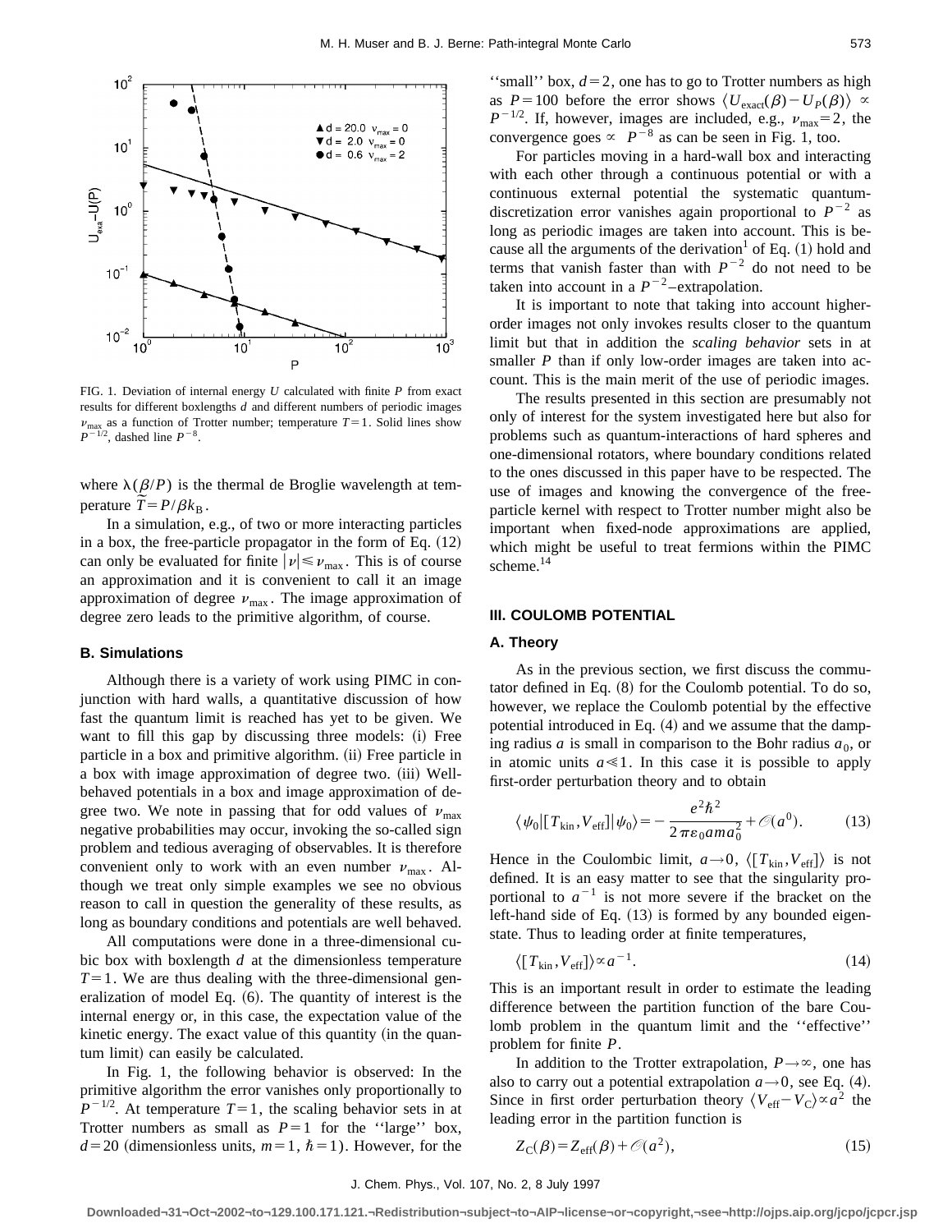FIG. 1. Deviation of internal energy $U$ calculated with finite $P$ from exact results for different boxlengths $d$ and different numbers of periodic images $\nu_{\max}$ as a function of Trotter number; temperature $T=1$. Solid lines show $P^{-1/2}$, dashed line $P^{-8}$.

where $\lambda(\beta/P)$ is the thermal de Broglie wavelength at temperature $\tilde{T}=P/\beta k_{\mathrm{B}}$.

In a simulation, e.g., of two or more interacting particles in a box, the free-particle propagator in the form of Eq. (12) can only be evaluated for finite $|\nu|\leq\nu_{\max}$. This is of course an approximation and it is convenient to call it an image approximation of degree $\nu_{\max}$. The image approximation of degree zero leads to the primitive algorithm, of course.

### B. Simulations

Although there is a variety of work using PIMC in conjunction with hard walls, a quantitative discussion of how fast the quantum limit is reached has yet to be given. We want to fill this gap by discussing three models: (i) Free particle in a box and primitive algorithm. (ii) Free particle in a box with image approximation of degree two. (iii) Well-behaved potentials in a box and image approximation of degree two. We note in passing that for odd values of $\nu_{\max}$ negative probabilities may occur, invoking the so-called sign problem and tedious averaging of observables. It is therefore convenient only to work with an even number $\nu_{\max}$. Although we treat only simple examples we see no obvious reason to call in question the generality of these results, as long as boundary conditions and potentials are well behaved.

All computations were done in a three-dimensional cubic box with boxlength $d$ at the dimensionless temperature $T=1$. We are thus dealing with the three-dimensional generalization of model Eq. (6). The quantity of interest is the internal energy or, in this case, the expectation value of the kinetic energy. The exact value of this quantity (in the quantum limit) can easily be calculated.

In Fig. 1, the following behavior is observed: In the primitive algorithm the error vanishes only proportionally to $P^{-1/2}$. At temperature $T=1$, the scaling behavior sets in at Trotter numbers as small as $P=1$ for the ''large'' box, $d=20$ (dimensionless units, $m=1$, $\hbar=1$). However, for the ''small'' box, $d=2$, one has to go to Trotter numbers as high as $P=100$ before the error shows $\langle U_{\mathrm{exact}}(\beta)-U_P(\beta)\rangle\propto P^{-1/2}$. If, however, images are included, e.g., $\nu_{\max}=2$, the convergence goes $\propto P^{-8}$ as can be seen in Fig. 1, too.

For particles moving in a hard-wall box and interacting with each other through a continuous potential or with a continuous external potential the systematic quantum-discretization error vanishes again proportional to $P^{-2}$ as long as periodic images are taken into account. This is because all the arguments of the derivation[1] of Eq. (1) hold and terms that vanish faster than with $P^{-2}$ do not need to be taken into account in a $P^{-2}$–extrapolation.

It is important to note that taking into account higher-order images not only invokes results closer to the quantum limit but that in addition the *scaling behavior* sets in at smaller $P$ than if only low-order images are taken into account. This is the main merit of the use of periodic images.

The results presented in this section are presumably not only of interest for the system investigated here but also for problems such as quantum-interactions of hard spheres and one-dimensional rotators, where boundary conditions related to the ones discussed in this paper have to be respected. The use of images and knowing the convergence of the free-particle kernel with respect to Trotter number might also be important when fixed-node approximations are applied, which might be useful to treat fermions within the PIMC scheme.[14]

## III. COULOMB POTENTIAL

### A. Theory

As in the previous section, we first discuss the commutator defined in Eq. (8) for the Coulomb potential. To do so, however, we replace the Coulomb potential by the effective potential introduced in Eq. (4) and we assume that the damping radius $a$ is small in comparison to the Bohr radius $a_0$, or in atomic units $a\ll 1$. In this case it is possible to apply first-order perturbation theory and to obtain

$$\langle\psi_0|[T_{\mathrm{kin}},V_{\mathrm{eff}}]|\psi_0\rangle=-\frac{e^2\hbar^2}{2\pi\varepsilon_0 ama_0^2}+\mathcal{O}(a^0). \tag{13}$$

Hence in the Coulombic limit, $a\rightarrow 0$, $\langle[T_{\mathrm{kin}},V_{\mathrm{eff}}]\rangle$ is not defined. It is an easy matter to see that the singularity proportional to $a^{-1}$ is not more severe if the bracket on the left-hand side of Eq. (13) is formed by any bounded eigenstate. Thus to leading order at finite temperatures,

$$\langle[T_{\mathrm{kin}},V_{\mathrm{eff}}]\rangle\propto a^{-1}. \tag{14}$$

This is an important result in order to estimate the leading difference between the partition function of the bare Coulomb problem in the quantum limit and the ''effective'' problem for finite $P$.

In addition to the Trotter extrapolation, $P\rightarrow\infty$, one has also to carry out a potential extrapolation $a\rightarrow 0$, see Eq. (4). Since in first order perturbation theory $\langle V_{\mathrm{eff}}-V_{\mathrm{C}}\rangle\propto a^2$ the leading error in the partition function is

$$Z_{\mathrm{C}}(\beta)=Z_{\mathrm{eff}}(\beta)+\mathcal{O}(a^2), \tag{15}$$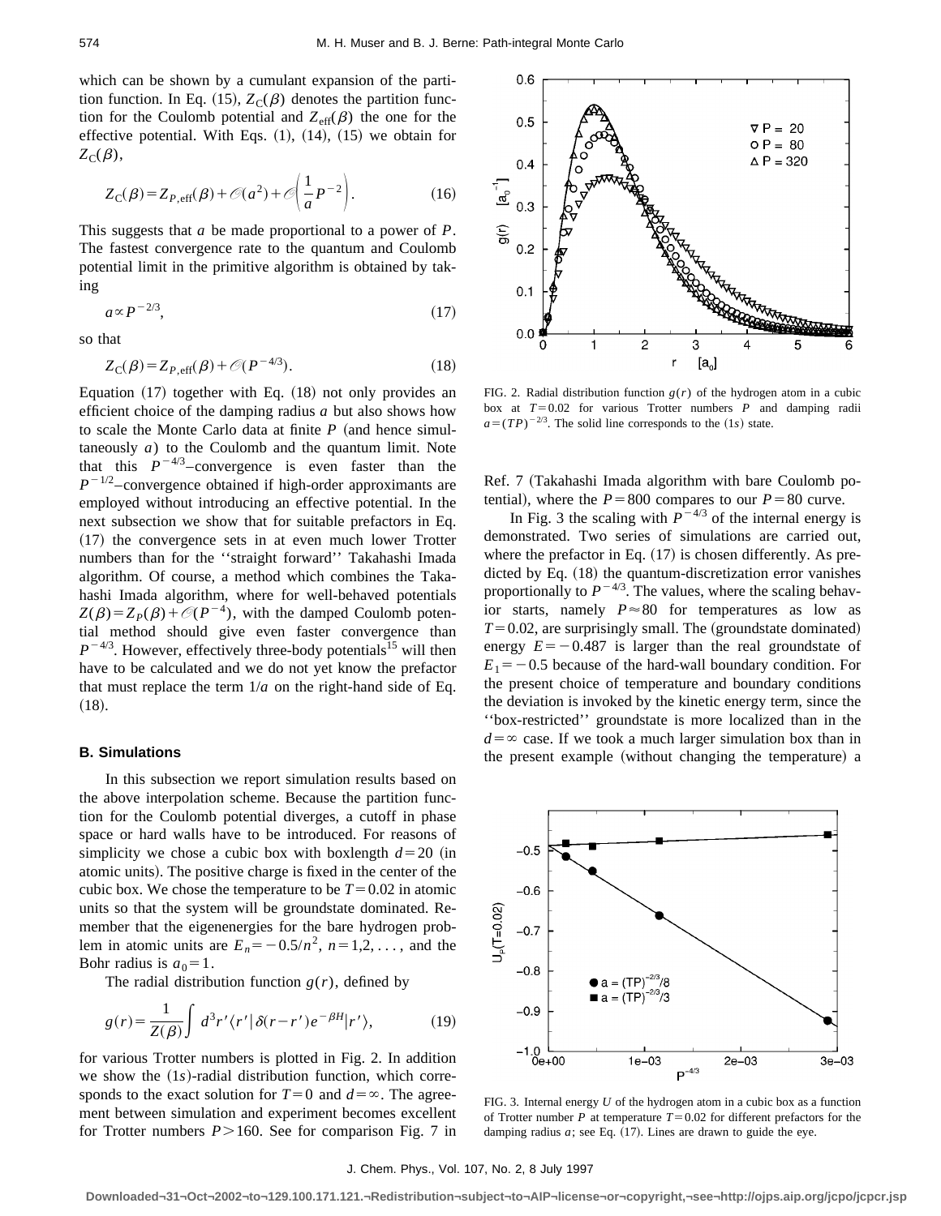which can be shown by a cumulant expansion of the partition function. In Eq. (15), $Z_C(\beta)$ denotes the partition function for the Coulomb potential and $Z_{\rm eff}(\beta)$ the one for the effective potential. With Eqs. (1), (14), (15) we obtain for $Z_C(\beta)$,

$$Z_C(\beta)=Z_{P,\rm eff}(\beta)+\mathcal{O}(a^2)+\mathcal{O}\left(\frac{1}{a}P^{-2}\right). \tag{16}$$

This suggests that $a$ be made proportional to a power of $P$. The fastest convergence rate to the quantum and Coulomb potential limit in the primitive algorithm is obtained by taking

$$a\propto P^{-2/3}, \tag{17}$$

so that

$$Z_C(\beta)=Z_{P,\rm eff}(\beta)+\mathcal{O}(P^{-4/3}). \tag{18}$$

Equation (17) together with Eq. (18) not only provides an efficient choice of the damping radius $a$ but also shows how to scale the Monte Carlo data at finite $P$ (and hence simultaneously $a$) to the Coulomb and the quantum limit. Note that this $P^{-4/3}$–convergence is even faster than the $P^{-1/2}$–convergence obtained if high-order approximants are employed without introducing an effective potential. In the next subsection we show that for suitable prefactors in Eq. (17) the convergence sets in at even much lower Trotter numbers than for the ''straight forward'' Takahashi Imada algorithm. Of course, a method which combines the Takahashi Imada algorithm, where for well-behaved potentials $Z(\beta)=Z_P(\beta)+\mathcal{O}(P^{-4})$, with the damped Coulomb potential method should give even faster convergence than $P^{-4/3}$. However, effectively three-body potentials[15] will then have to be calculated and we do not yet know the prefactor that must replace the term $1/a$ on the right-hand side of Eq. (18).

### B. Simulations

In this subsection we report simulation results based on the above interpolation scheme. Because the partition function for the Coulomb potential diverges, a cutoff in phase space or hard walls have to be introduced. For reasons of simplicity we chose a cubic box with boxlength $d=20$ (in atomic units). The positive charge is fixed in the center of the cubic box. We chose the temperature to be $T=0.02$ in atomic units so that the system will be groundstate dominated. Remember that the eigenenergies for the bare hydrogen problem in atomic units are $E_n=-0.5/n^2$, $n=1,2,\ldots$, and the Bohr radius is $a_0=1$.

The radial distribution function $g(r)$, defined by

$$g(r)=\frac{1}{Z(\beta)}\int d^3r'\langle r'|\delta(r-r')e^{-\beta H}|r'\rangle, \tag{19}$$

for various Trotter numbers is plotted in Fig. 2. In addition we show the (1s)-radial distribution function, which corresponds to the exact solution for $T=0$ and $d=\infty$. The agreement between simulation and experiment becomes excellent for Trotter numbers $P>160$. See for comparison Fig. 7 in Ref. 7 (Takahashi Imada algorithm with bare Coulomb potential), where the $P=800$ compares to our $P=80$ curve.

FIG. 2. Radial distribution function $g(r)$ of the hydrogen atom in a cubic box at $T=0.02$ for various Trotter numbers $P$ and damping radii $a=(TP)^{-2/3}$. The solid line corresponds to the (1s) state.

In Fig. 3 the scaling with $P^{-4/3}$ of the internal energy is demonstrated. Two series of simulations are carried out, where the prefactor in Eq. (17) is chosen differently. As predicted by Eq. (18) the quantum-discretization error vanishes proportionally to $P^{-4/3}$. The values, where the scaling behavior starts, namely $P\approx 80$ for temperatures as low as $T=0.02$, are surprisingly small. The (groundstate dominated) energy $E=-0.487$ is larger than the real groundstate of $E_1=-0.5$ because of the hard-wall boundary condition. For the present choice of temperature and boundary conditions the deviation is invoked by the kinetic energy term, since the ''box-restricted'' groundstate is more localized than in the $d=\infty$ case. If we took a much larger simulation box than in the present example (without changing the temperature) a

FIG. 3. Internal energy $U$ of the hydrogen atom in a cubic box as a function of Trotter number $P$ at temperature $T=0.02$ for different prefactors for the damping radius $a$; see Eq. (17). Lines are drawn to guide the eye.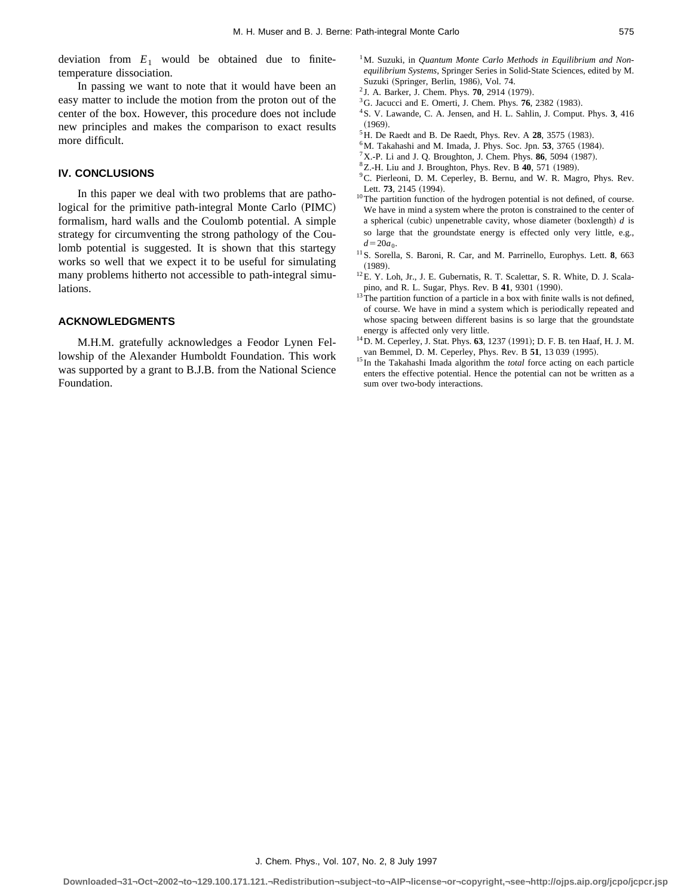deviation from $E_1$ would be obtained due to finite-temperature dissociation.

In passing we want to note that it would have been an easy matter to include the motion from the proton out of the center of the box. However, this procedure does not include new principles and makes the comparison to exact results more difficult.

## IV. CONCLUSIONS

In this paper we deal with two problems that are pathological for the primitive path-integral Monte Carlo (PIMC) formalism, hard walls and the Coulomb potential. A simple strategy for circumventing the strong pathology of the Coulomb potential is suggested. It is shown that this startegy works so well that we expect it to be useful for simulating many problems hitherto not accessible to path-integral simulations.

## ACKNOWLEDGMENTS

M.H.M. gratefully acknowledges a Feodor Lynen Fellowship of the Alexander Humboldt Foundation. This work was supported by a grant to B.J.B. from the National Science Foundation.

[1] M. Suzuki, in *Quantum Monte Carlo Methods in Equilibrium and Non-equilibrium Systems*, Springer Series in Solid-State Sciences, edited by M. Suzuki (Springer, Berlin, 1986), Vol. 74.

[2] J. A. Barker, J. Chem. Phys. **70**, 2914 (1979).

[3] G. Jacucci and E. Omerti, J. Chem. Phys. **76**, 2382 (1983).

[4] S. V. Lawande, C. A. Jensen, and H. L. Sahlin, J. Comput. Phys. **3**, 416 (1969).

[5] H. De Raedt and B. De Raedt, Phys. Rev. A **28**, 3575 (1983).

[6] M. Takahashi and M. Imada, J. Phys. Soc. Jpn. **53**, 3765 (1984).

[7] X.-P. Li and J. Q. Broughton, J. Chem. Phys. **86**, 5094 (1987).

[8] Z.-H. Liu and J. Broughton, Phys. Rev. B **40**, 571 (1989).

[9] C. Pierleoni, D. M. Ceperley, B. Bernu, and W. R. Magro, Phys. Rev. Lett. **73**, 2145 (1994).

[10] The partition function of the hydrogen potential is not defined, of course. We have in mind a system where the proton is constrained to the center of a spherical (cubic) unpenetrable cavity, whose diameter (boxlength) $d$ is so large that the groundstate energy is effected only very little, e.g., $d=20a_0$.

[11] S. Sorella, S. Baroni, R. Car, and M. Parrinello, Europhys. Lett. **8**, 663 (1989).

[12] E. Y. Loh, Jr., J. E. Gubernatis, R. T. Scalettar, S. R. White, D. J. Scalapino, and R. L. Sugar, Phys. Rev. B **41**, 9301 (1990).

[13] The partition function of a particle in a box with finite walls is not defined, of course. We have in mind a system which is periodically repeated and whose spacing between different basins is so large that the groundstate energy is affected only very little.

[14] D. M. Ceperley, J. Stat. Phys. **63**, 1237 (1991); D. F. B. ten Haaf, H. J. M. van Bemmel, D. M. Ceperley, Phys. Rev. B **51**, 13 039 (1995).

[15] In the Takahashi Imada algorithm the *total* force acting on each particle enters the effective potential. Hence the potential can not be written as a sum over two-body interactions.